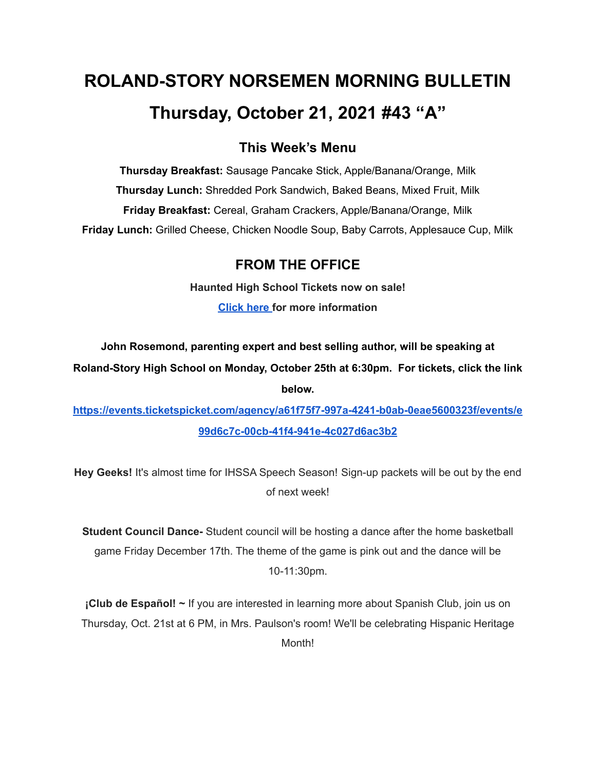# ROLAND-STORY NORSEMEN MORNING BULLETIN

# Thursday, October 21, 2021 #43 “A”

## This Week’s Menu

**Thursday Breakfast:** Sausage Pancake Stick, Apple/Banana/Orange, Milk

**Thursday Lunch:** Shredded Pork Sandwich, Baked Beans, Mixed Fruit, Milk

**Friday Breakfast:** Cereal, Graham Crackers, Apple/Banana/Orange, Milk

**Friday Lunch:** Grilled Cheese, Chicken Noodle Soup, Baby Carrots, Applesauce Cup, Milk

## FROM THE OFFICE

**Haunted High School Tickets now on sale!**

**Click here for more information**

**John Rosemond, parenting expert and best selling author, will be speaking at Roland-Story High School on Monday, October 25th at 6:30pm. For tickets, click the link below.**

**https://events.ticketspicket.com/agency/a61f75f7-997a-4241-b0ab-0eae5600323f/events/e99d6c7c-00cb-41f4-941e-4c027d6ac3b2**

**Hey Geeks!** It's almost time for IHSSA Speech Season! Sign-up packets will be out by the end of next week!

**Student Council Dance-** Student council will be hosting a dance after the home basketball game Friday December 17th. The theme of the game is pink out and the dance will be 10-11:30pm.

**¡Club de Español! ~** If you are interested in learning more about Spanish Club, join us on Thursday, Oct. 21st at 6 PM, in Mrs. Paulson's room! We'll be celebrating Hispanic Heritage Month!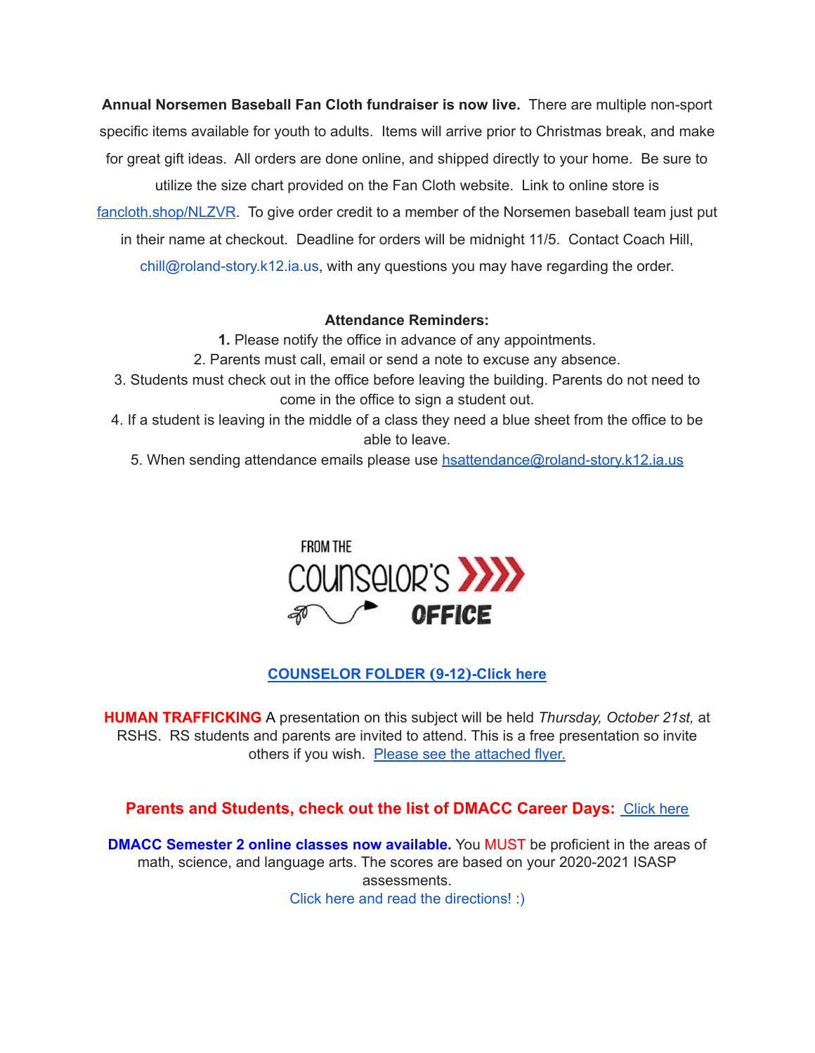**Annual Norsemen Baseball Fan Cloth fundraiser is now live.** There are multiple non-sport specific items available for youth to adults. Items will arrive prior to Christmas break, and make for great gift ideas. All orders are done online, and shipped directly to your home. Be sure to utilize the size chart provided on the Fan Cloth website. Link to online store is fancloth.shop/NLZVR. To give order credit to a member of the Norsemen baseball team just put in their name at checkout. Deadline for orders will be midnight 11/5. Contact Coach Hill, chill@roland-story.k12.ia.us, with any questions you may have regarding the order.

**Attendance Reminders:**

1. Please notify the office in advance of any appointments.
2. Parents must call, email or send a note to excuse any absence.
3. Students must check out in the office before leaving the building. Parents do not need to come in the office to sign a student out.
4. If a student is leaving in the middle of a class they need a blue sheet from the office to be able to leave.
5. When sending attendance emails please use hsattendance@roland-story.k12.ia.us

FROM THE COUNSELOR'S OFFICE

**COUNSELOR FOLDER (9-12)-Click here**

**HUMAN TRAFFICKING** A presentation on this subject will be held *Thursday, October 21st,* at RSHS. RS students and parents are invited to attend. This is a free presentation so invite others if you wish. Please see the attached flyer.

**Parents and Students, check out the list of DMACC Career Days:** Click here

**DMACC Semester 2 online classes now available.** You MUST be proficient in the areas of math, science, and language arts. The scores are based on your 2020-2021 ISASP assessments.
Click here and read the directions! :)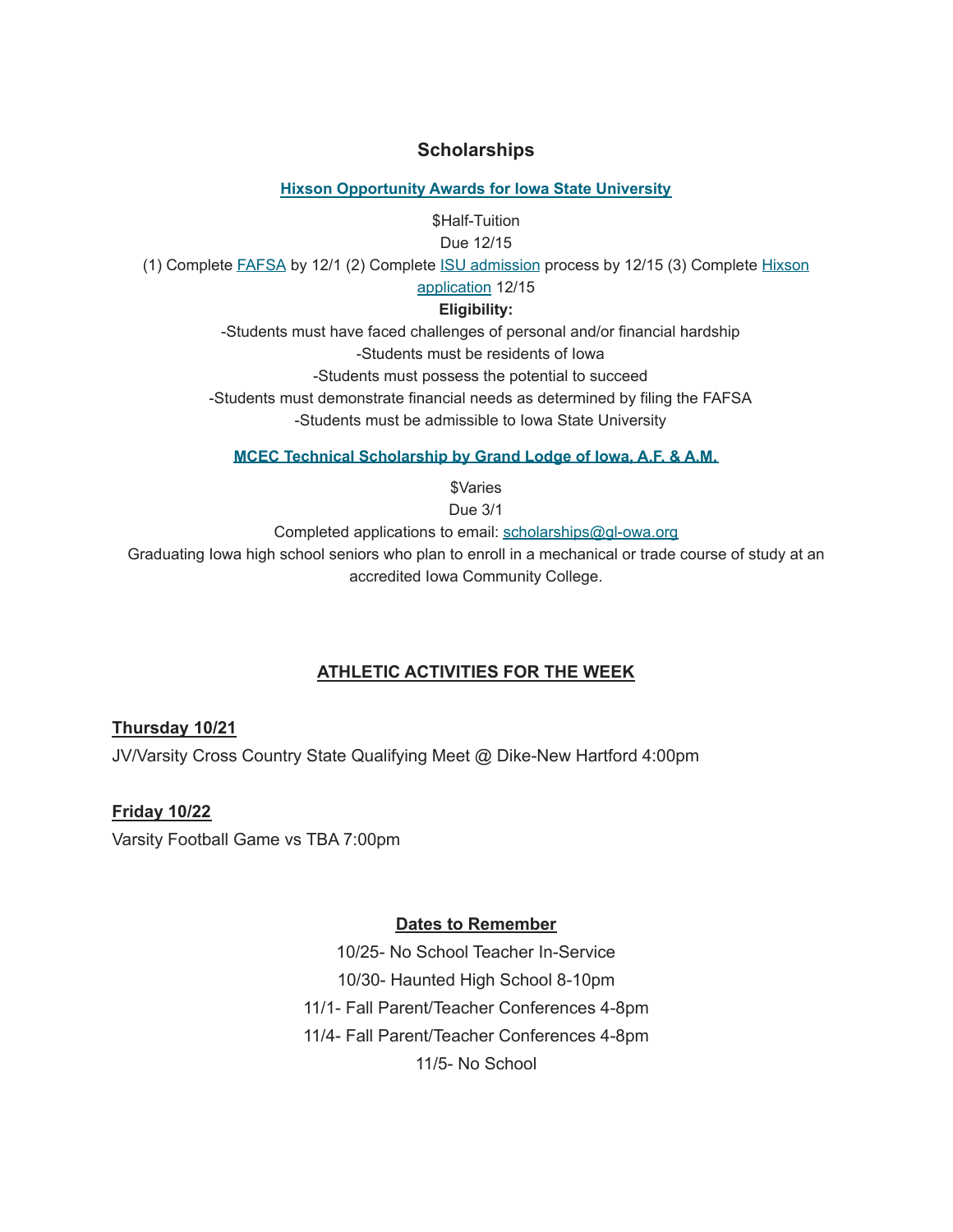## Scholarships

**Hixson Opportunity Awards for Iowa State University**

$Half-Tuition

Due 12/15

(1) Complete FAFSA by 12/1 (2) Complete ISU admission process by 12/15 (3) Complete Hixson application 12/15

**Eligibility:**

-Students must have faced challenges of personal and/or financial hardship

-Students must be residents of Iowa

-Students must possess the potential to succeed

-Students must demonstrate financial needs as determined by filing the FAFSA

-Students must be admissible to Iowa State University

**MCEC Technical Scholarship by Grand Lodge of Iowa, A.F. & A.M.**

$Varies

Due 3/1

Completed applications to email: scholarships@gl-owa.org

Graduating Iowa high school seniors who plan to enroll in a mechanical or trade course of study at an accredited Iowa Community College.

## ATHLETIC ACTIVITIES FOR THE WEEK

**Thursday 10/21**

JV/Varsity Cross Country State Qualifying Meet @ Dike-New Hartford 4:00pm

**Friday 10/22**

Varsity Football Game vs TBA 7:00pm

## Dates to Remember

10/25- No School Teacher In-Service

10/30- Haunted High School 8-10pm

11/1- Fall Parent/Teacher Conferences 4-8pm

11/4- Fall Parent/Teacher Conferences 4-8pm

11/5- No School